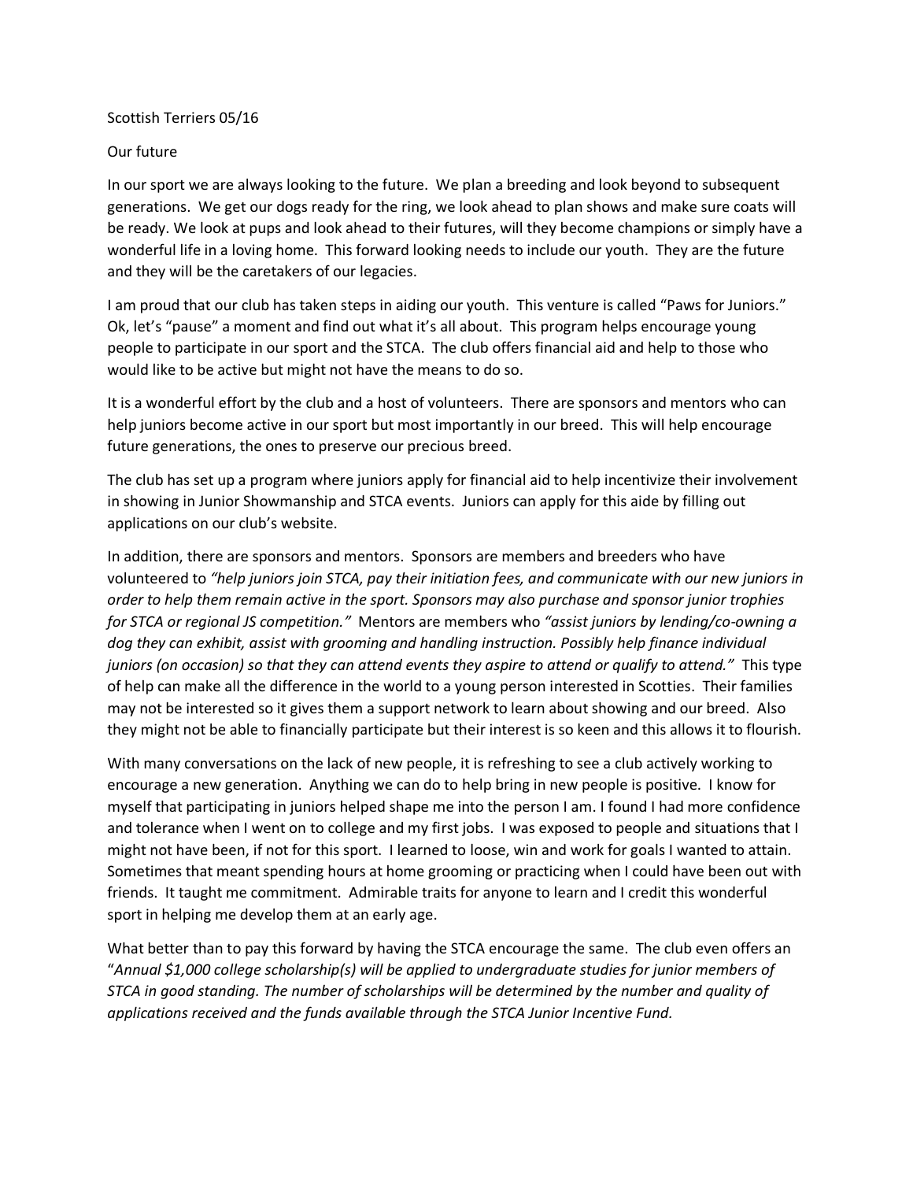Scottish Terriers 05/16

Our future

In our sport we are always looking to the future. We plan a breeding and look beyond to subsequent generations. We get our dogs ready for the ring, we look ahead to plan shows and make sure coats will be ready. We look at pups and look ahead to their futures, will they become champions or simply have a wonderful life in a loving home. This forward looking needs to include our youth. They are the future and they will be the caretakers of our legacies.

I am proud that our club has taken steps in aiding our youth. This venture is called "Paws for Juniors." Ok, let's "pause" a moment and find out what it's all about. This program helps encourage young people to participate in our sport and the STCA. The club offers financial aid and help to those who would like to be active but might not have the means to do so.

It is a wonderful effort by the club and a host of volunteers. There are sponsors and mentors who can help juniors become active in our sport but most importantly in our breed. This will help encourage future generations, the ones to preserve our precious breed.

The club has set up a program where juniors apply for financial aid to help incentivize their involvement in showing in Junior Showmanship and STCA events. Juniors can apply for this aide by filling out applications on our club's website.

In addition, there are sponsors and mentors. Sponsors are members and breeders who have volunteered to *"help juniors join STCA, pay their initiation fees, and communicate with our new juniors in order to help them remain active in the sport. Sponsors may also purchase and sponsor junior trophies for STCA or regional JS competition."* Mentors are members who *"assist juniors by lending/co-owning a dog they can exhibit, assist with grooming and handling instruction. Possibly help finance individual juniors (on occasion) so that they can attend events they aspire to attend or qualify to attend."* This type of help can make all the difference in the world to a young person interested in Scotties. Their families may not be interested so it gives them a support network to learn about showing and our breed. Also they might not be able to financially participate but their interest is so keen and this allows it to flourish.

With many conversations on the lack of new people, it is refreshing to see a club actively working to encourage a new generation. Anything we can do to help bring in new people is positive. I know for myself that participating in juniors helped shape me into the person I am. I found I had more confidence and tolerance when I went on to college and my first jobs. I was exposed to people and situations that I might not have been, if not for this sport. I learned to loose, win and work for goals I wanted to attain. Sometimes that meant spending hours at home grooming or practicing when I could have been out with friends. It taught me commitment. Admirable traits for anyone to learn and I credit this wonderful sport in helping me develop them at an early age.

What better than to pay this forward by having the STCA encourage the same. The club even offers an "*Annual $1,000 college scholarship(s) will be applied to undergraduate studies for junior members of STCA in good standing. The number of scholarships will be determined by the number and quality of applications received and the funds available through the STCA Junior Incentive Fund.*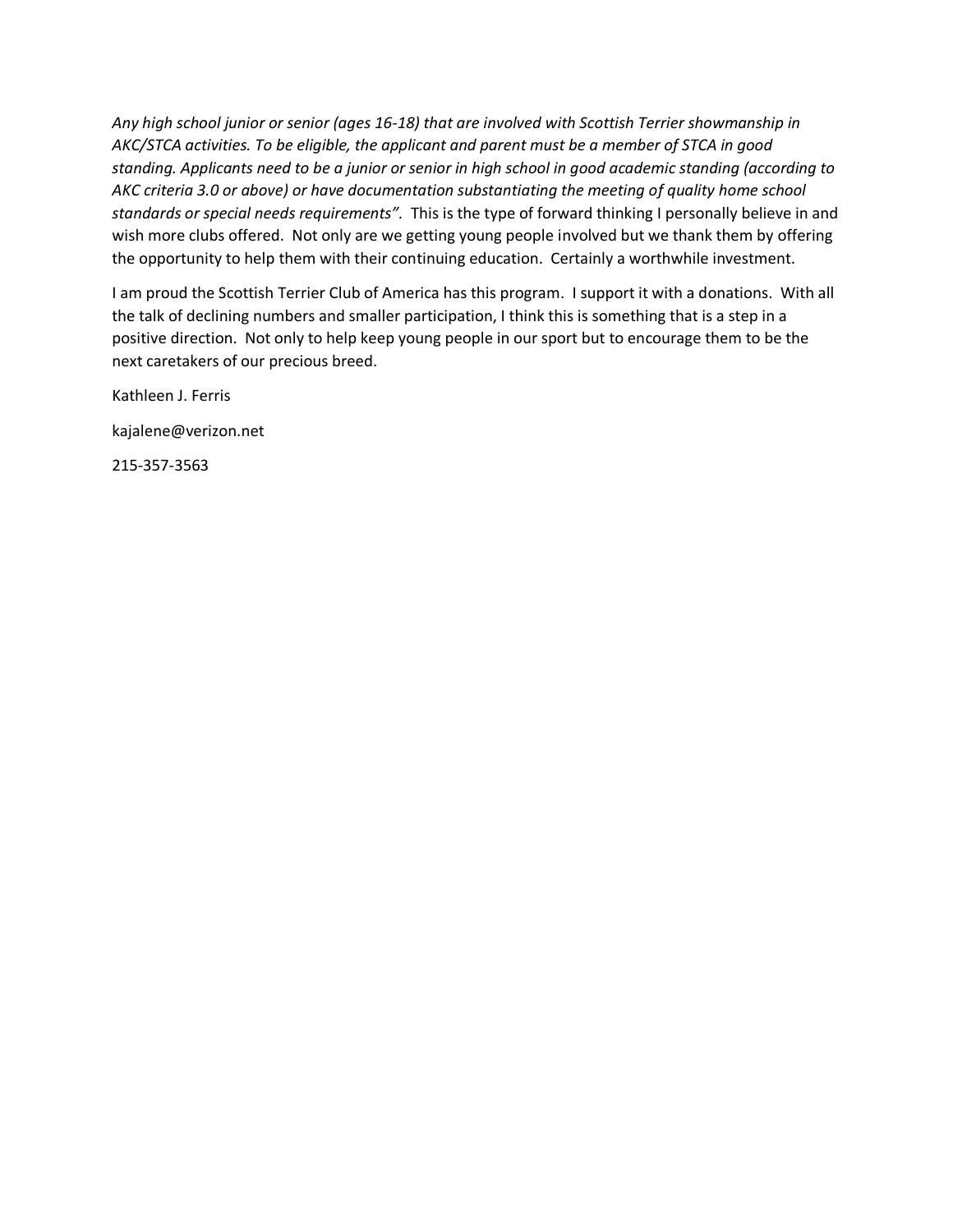*Any high school junior or senior (ages 16-18) that are involved with Scottish Terrier showmanship in AKC/STCA activities. To be eligible, the applicant and parent must be a member of STCA in good standing. Applicants need to be a junior or senior in high school in good academic standing (according to AKC criteria 3.0 or above) or have documentation substantiating the meeting of quality home school standards or special needs requirements".* This is the type of forward thinking I personally believe in and wish more clubs offered. Not only are we getting young people involved but we thank them by offering the opportunity to help them with their continuing education. Certainly a worthwhile investment.

I am proud the Scottish Terrier Club of America has this program. I support it with a donations. With all the talk of declining numbers and smaller participation, I think this is something that is a step in a positive direction. Not only to help keep young people in our sport but to encourage them to be the next caretakers of our precious breed.

Kathleen J. Ferris

kajalene@verizon.net

215-357-3563